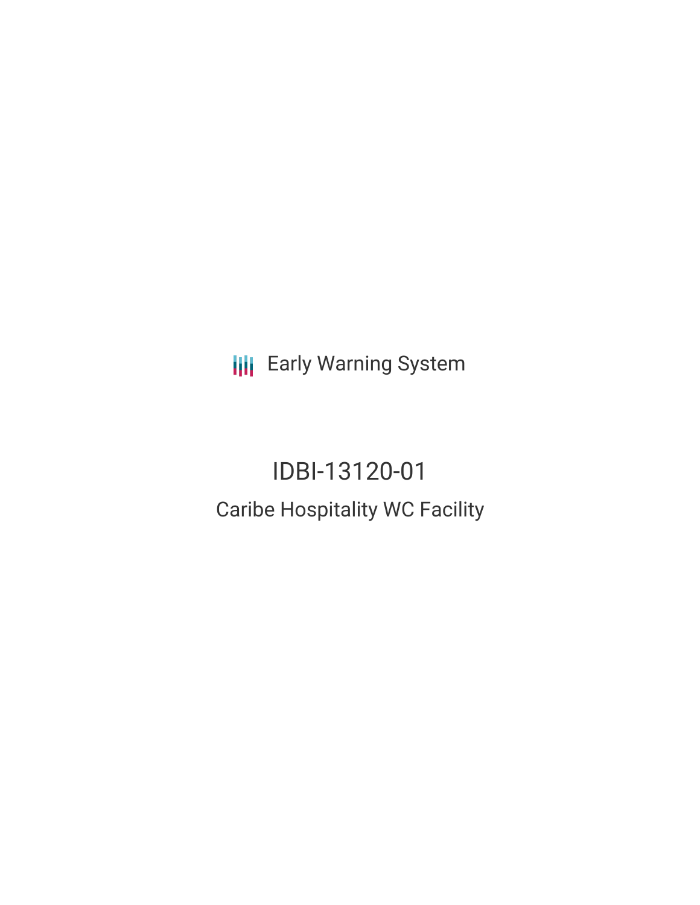Early Warning System

# IDBI-13120-01

## Caribe Hospitality WC Facility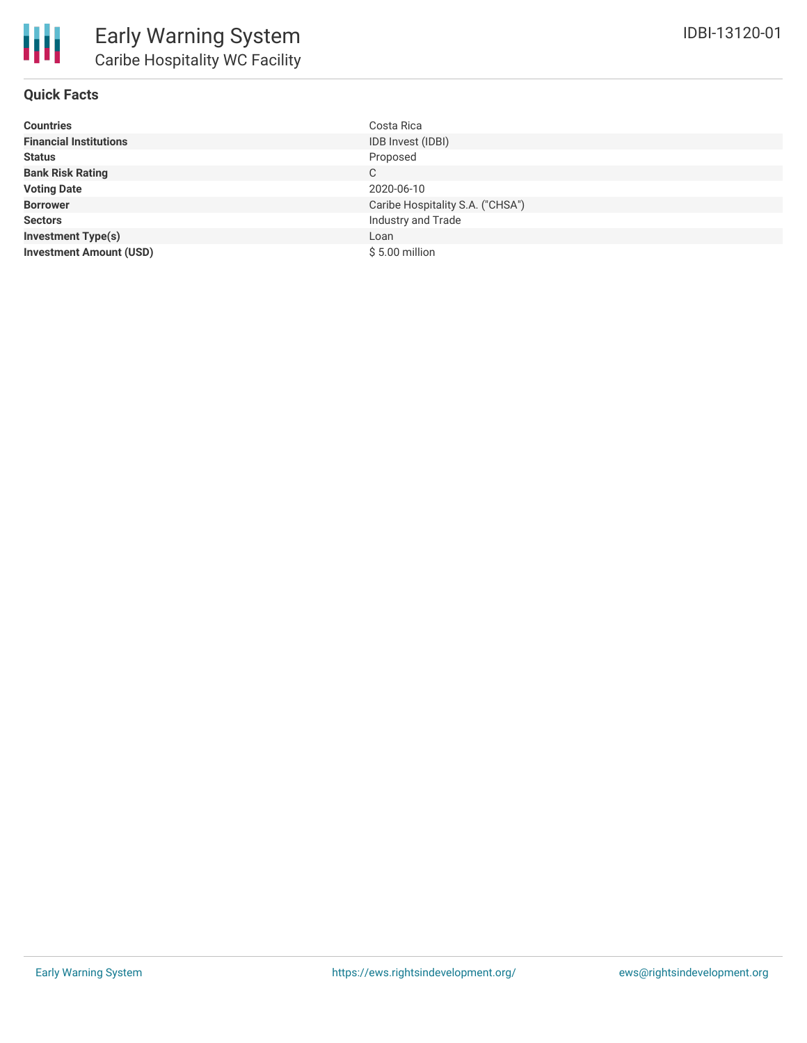# Early Warning System

## Caribe Hospitality WC Facility

IDBI-13120-01

### Quick Facts

| | |
|---|---|
| **Countries** | Costa Rica |
| **Financial Institutions** | IDB Invest (IDBI) |
| **Status** | Proposed |
| **Bank Risk Rating** | C |
| **Voting Date** | 2020-06-10 |
| **Borrower** | Caribe Hospitality S.A. ("CHSA") |
| **Sectors** | Industry and Trade |
| **Investment Type(s)** | Loan |
| **Investment Amount (USD)** | $ 5.00 million |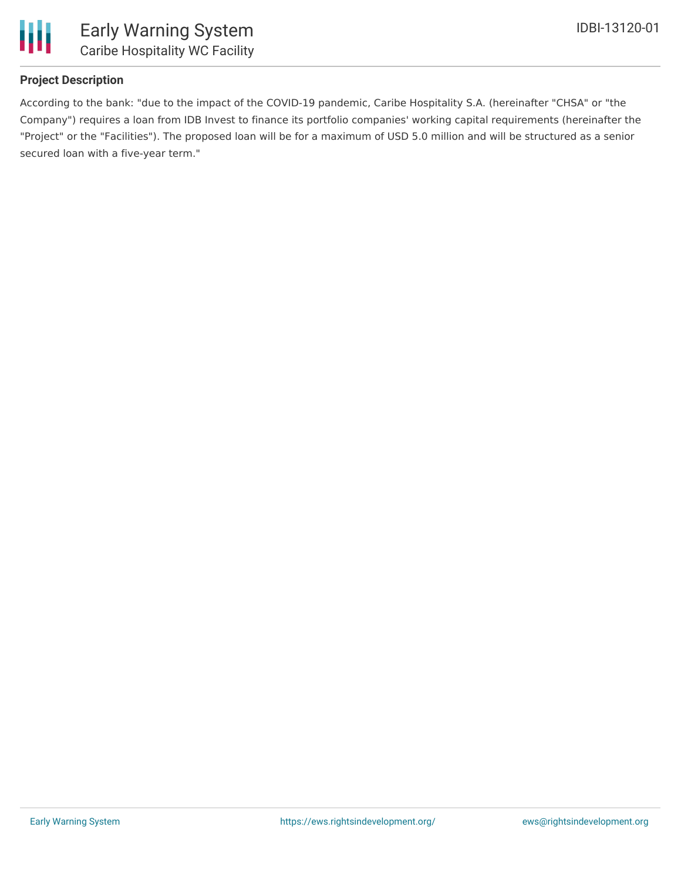## Project Description

According to the bank: "due to the impact of the COVID-19 pandemic, Caribe Hospitality S.A. (hereinafter "CHSA" or "the Company") requires a loan from IDB Invest to finance its portfolio companies' working capital requirements (hereinafter the "Project" or the "Facilities"). The proposed loan will be for a maximum of USD 5.0 million and will be structured as a senior secured loan with a five-year term."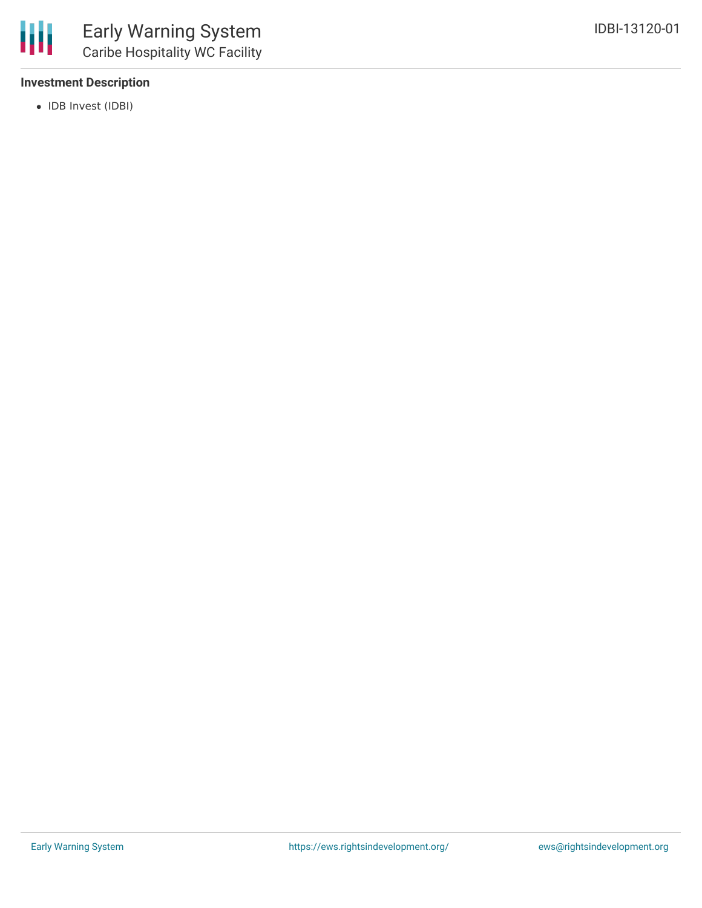### Investment Description

- IDB Invest (IDBI)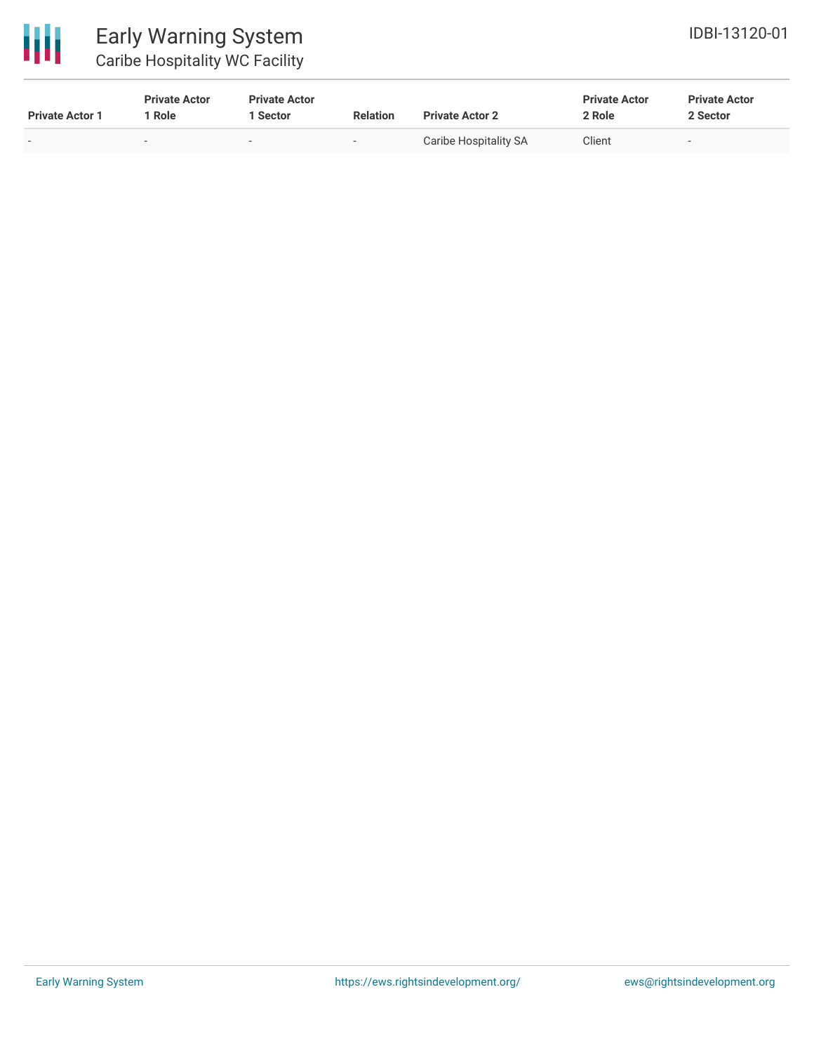| Private Actor 1 | Private Actor 1 Role | Private Actor 1 Sector | Relation | Private Actor 2 | Private Actor 2 Role | Private Actor 2 Sector |
|---|---|---|---|---|---|---|
| - | - | - | - | Caribe Hospitality SA | Client | - |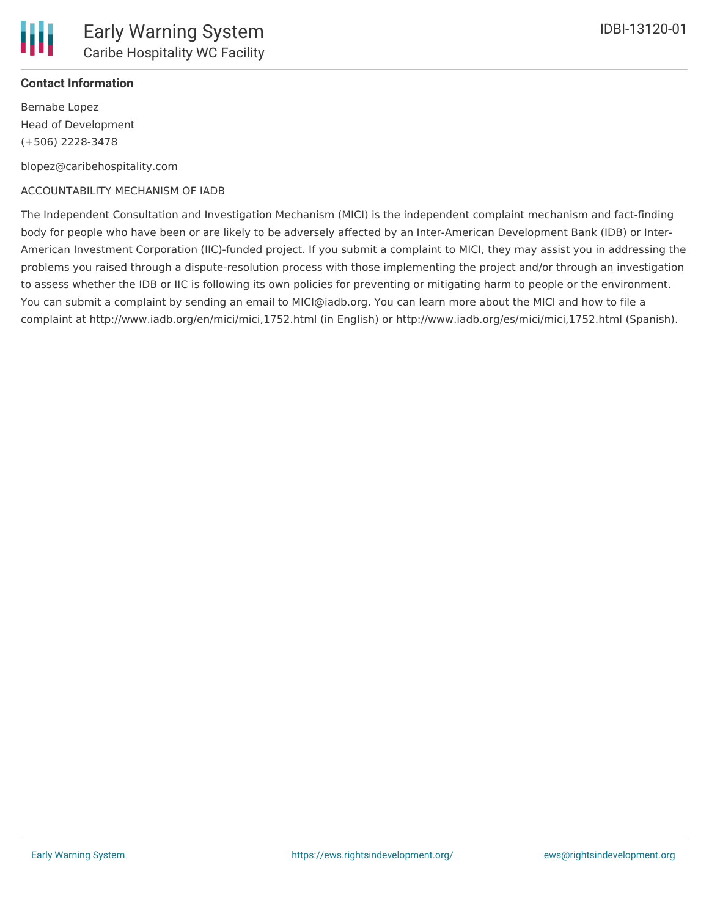**Contact Information**

Bernabe Lopez

Head of Development

(+506) 2228-3478

blopez@caribehospitality.com

ACCOUNTABILITY MECHANISM OF IADB

The Independent Consultation and Investigation Mechanism (MICI) is the independent complaint mechanism and fact-finding body for people who have been or are likely to be adversely affected by an Inter-American Development Bank (IDB) or Inter-American Investment Corporation (IIC)-funded project. If you submit a complaint to MICI, they may assist you in addressing the problems you raised through a dispute-resolution process with those implementing the project and/or through an investigation to assess whether the IDB or IIC is following its own policies for preventing or mitigating harm to people or the environment. You can submit a complaint by sending an email to MICI@iadb.org. You can learn more about the MICI and how to file a complaint at http://www.iadb.org/en/mici/mici,1752.html (in English) or http://www.iadb.org/es/mici/mici,1752.html (Spanish).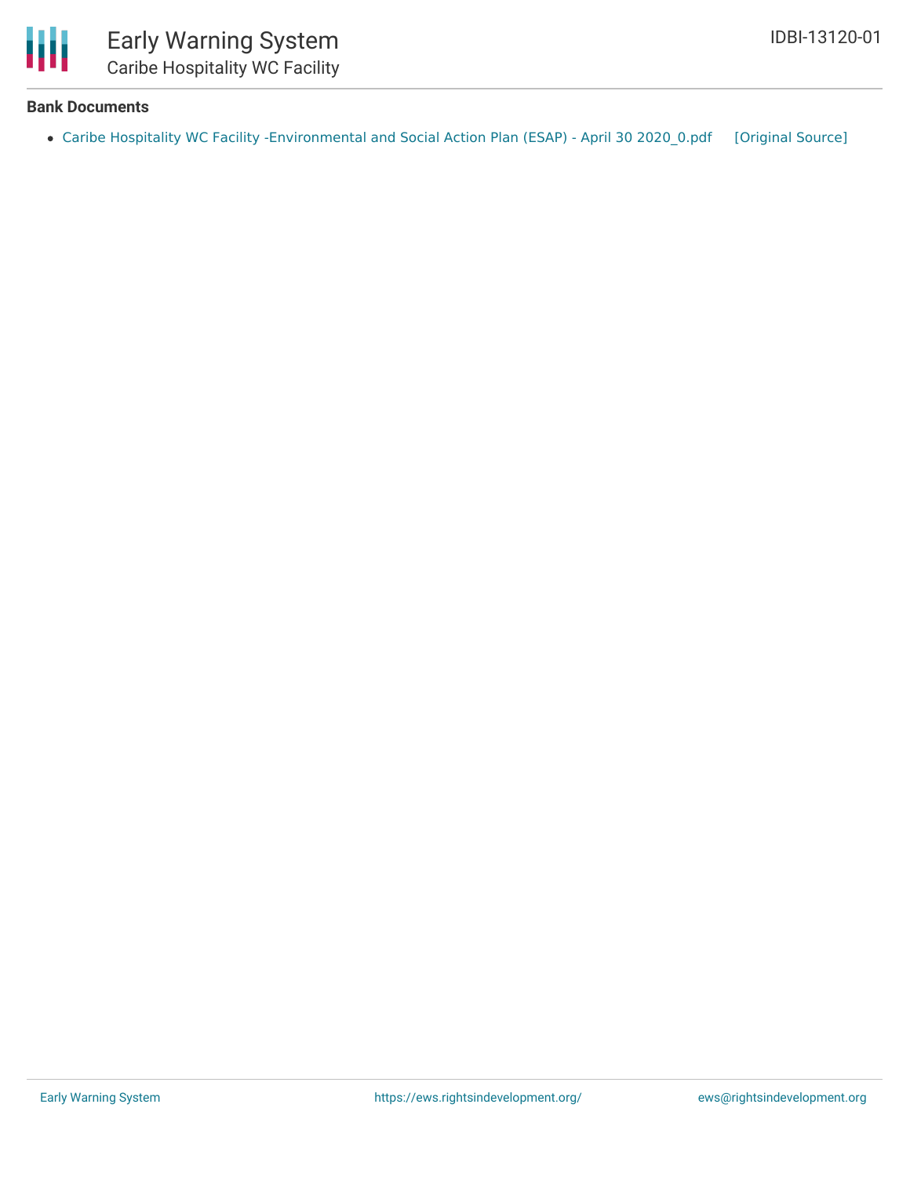**Bank Documents**

- Caribe Hospitality WC Facility -Environmental and Social Action Plan (ESAP) - April 30 2020_0.pdf [Original Source]